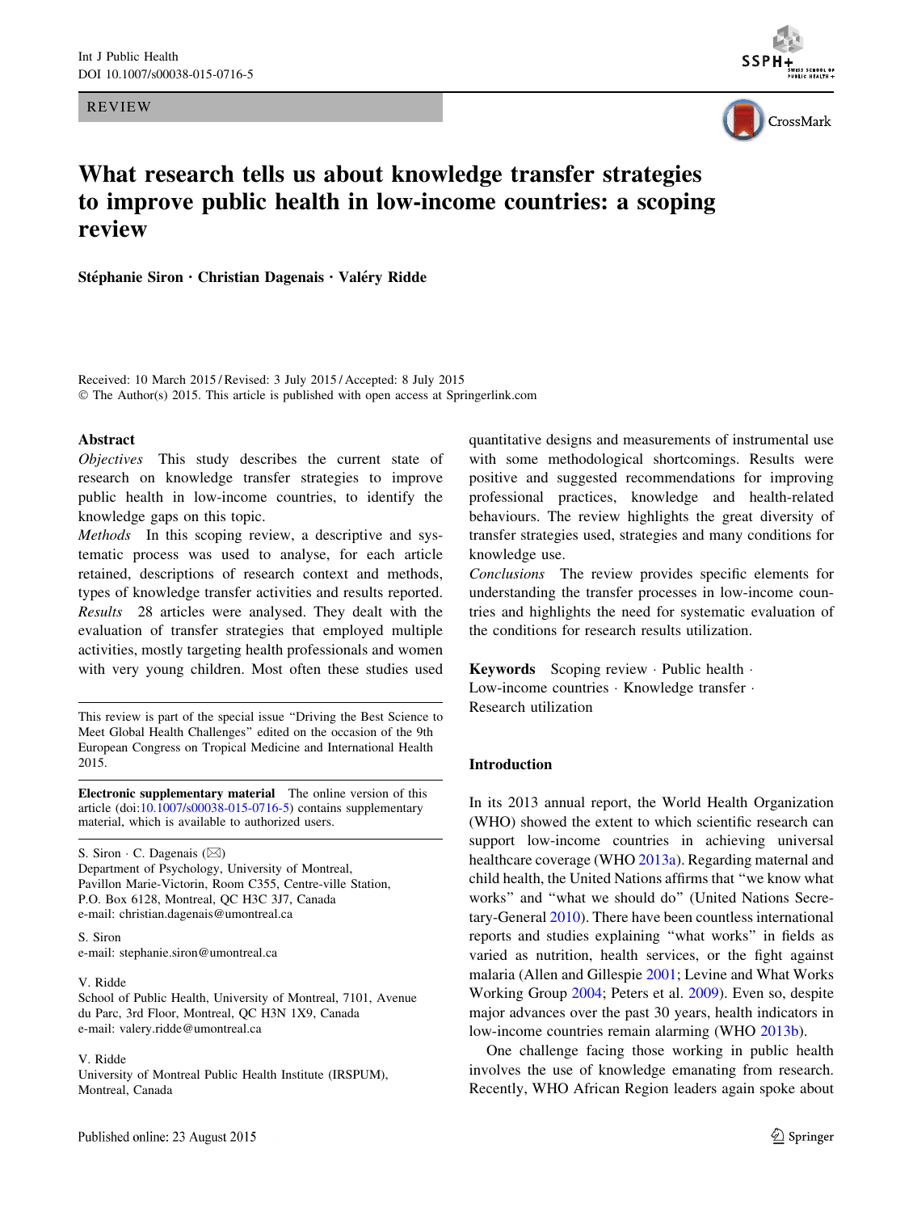REVIEW

# What research tells us about knowledge transfer strategies to improve public health in low-income countries: a scoping review

**Stéphanie Siron · Christian Dagenais · Valéry Ridde**

Received: 10 March 2015 / Revised: 3 July 2015 / Accepted: 8 July 2015
© The Author(s) 2015. This article is published with open access at Springerlink.com

## Abstract

*Objectives* This study describes the current state of research on knowledge transfer strategies to improve public health in low-income countries, to identify the knowledge gaps on this topic.

*Methods* In this scoping review, a descriptive and systematic process was used to analyse, for each article retained, descriptions of research context and methods, types of knowledge transfer activities and results reported.

*Results* 28 articles were analysed. They dealt with the evaluation of transfer strategies that employed multiple activities, mostly targeting health professionals and women with very young children. Most often these studies used quantitative designs and measurements of instrumental use with some methodological shortcomings. Results were positive and suggested recommendations for improving professional practices, knowledge and health-related behaviours. The review highlights the great diversity of transfer strategies used, strategies and many conditions for knowledge use.

*Conclusions* The review provides specific elements for understanding the transfer processes in low-income countries and highlights the need for systematic evaluation of the conditions for research results utilization.

**Keywords** Scoping review · Public health · Low-income countries · Knowledge transfer · Research utilization

This review is part of the special issue "Driving the Best Science to Meet Global Health Challenges" edited on the occasion of the 9th European Congress on Tropical Medicine and International Health 2015.

**Electronic supplementary material** The online version of this article (doi:10.1007/s00038-015-0716-5) contains supplementary material, which is available to authorized users.

S. Siron · C. Dagenais (✉)
Department of Psychology, University of Montreal, Pavillon Marie-Victorin, Room C355, Centre-ville Station, P.O. Box 6128, Montreal, QC H3C 3J7, Canada
e-mail: christian.dagenais@umontreal.ca

S. Siron
e-mail: stephanie.siron@umontreal.ca

V. Ridde
School of Public Health, University of Montreal, 7101, Avenue du Parc, 3rd Floor, Montreal, QC H3N 1X9, Canada
e-mail: valery.ridde@umontreal.ca

V. Ridde
University of Montreal Public Health Institute (IRSPUM), Montreal, Canada

Published online: 23 August 2015

## Introduction

In its 2013 annual report, the World Health Organization (WHO) showed the extent to which scientific research can support low-income countries in achieving universal healthcare coverage (WHO 2013a). Regarding maternal and child health, the United Nations affirms that "we know what works" and "what we should do" (United Nations Secretary-General 2010). There have been countless international reports and studies explaining "what works" in fields as varied as nutrition, health services, or the fight against malaria (Allen and Gillespie 2001; Levine and What Works Working Group 2004; Peters et al. 2009). Even so, despite major advances over the past 30 years, health indicators in low-income countries remain alarming (WHO 2013b).

One challenge facing those working in public health involves the use of knowledge emanating from research. Recently, WHO African Region leaders again spoke about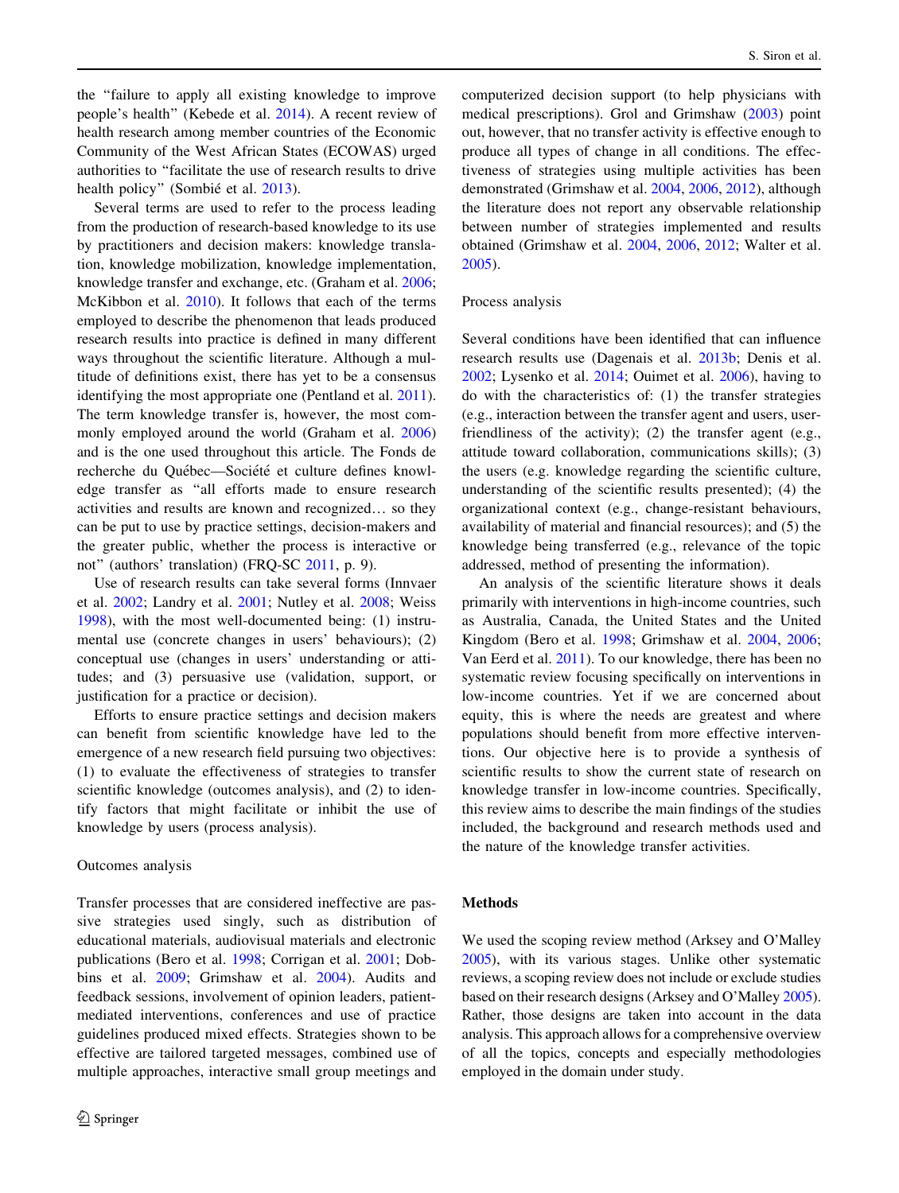the "failure to apply all existing knowledge to improve people's health" (Kebede et al. 2014). A recent review of health research among member countries of the Economic Community of the West African States (ECOWAS) urged authorities to "facilitate the use of research results to drive health policy" (Sombié et al. 2013).

Several terms are used to refer to the process leading from the production of research-based knowledge to its use by practitioners and decision makers: knowledge translation, knowledge mobilization, knowledge implementation, knowledge transfer and exchange, etc. (Graham et al. 2006; McKibbon et al. 2010). It follows that each of the terms employed to describe the phenomenon that leads produced research results into practice is defined in many different ways throughout the scientific literature. Although a multitude of definitions exist, there has yet to be a consensus identifying the most appropriate one (Pentland et al. 2011). The term knowledge transfer is, however, the most commonly employed around the world (Graham et al. 2006) and is the one used throughout this article. The Fonds de recherche du Québec—Société et culture defines knowledge transfer as "all efforts made to ensure research activities and results are known and recognized… so they can be put to use by practice settings, decision-makers and the greater public, whether the process is interactive or not" (authors' translation) (FRQ-SC 2011, p. 9).

Use of research results can take several forms (Innvaer et al. 2002; Landry et al. 2001; Nutley et al. 2008; Weiss 1998), with the most well-documented being: (1) instrumental use (concrete changes in users' behaviours); (2) conceptual use (changes in users' understanding or attitudes; and (3) persuasive use (validation, support, or justification for a practice or decision).

Efforts to ensure practice settings and decision makers can benefit from scientific knowledge have led to the emergence of a new research field pursuing two objectives: (1) to evaluate the effectiveness of strategies to transfer scientific knowledge (outcomes analysis), and (2) to identify factors that might facilitate or inhibit the use of knowledge by users (process analysis).

### Outcomes analysis

Transfer processes that are considered ineffective are passive strategies used singly, such as distribution of educational materials, audiovisual materials and electronic publications (Bero et al. 1998; Corrigan et al. 2001; Dobbins et al. 2009; Grimshaw et al. 2004). Audits and feedback sessions, involvement of opinion leaders, patient-mediated interventions, conferences and use of practice guidelines produced mixed effects. Strategies shown to be effective are tailored targeted messages, combined use of multiple approaches, interactive small group meetings and computerized decision support (to help physicians with medical prescriptions). Grol and Grimshaw (2003) point out, however, that no transfer activity is effective enough to produce all types of change in all conditions. The effectiveness of strategies using multiple activities has been demonstrated (Grimshaw et al. 2004, 2006, 2012), although the literature does not report any observable relationship between number of strategies implemented and results obtained (Grimshaw et al. 2004, 2006, 2012; Walter et al. 2005).

### Process analysis

Several conditions have been identified that can influence research results use (Dagenais et al. 2013b; Denis et al. 2002; Lysenko et al. 2014; Ouimet et al. 2006), having to do with the characteristics of: (1) the transfer strategies (e.g., interaction between the transfer agent and users, user-friendliness of the activity); (2) the transfer agent (e.g., attitude toward collaboration, communications skills); (3) the users (e.g. knowledge regarding the scientific culture, understanding of the scientific results presented); (4) the organizational context (e.g., change-resistant behaviours, availability of material and financial resources); and (5) the knowledge being transferred (e.g., relevance of the topic addressed, method of presenting the information).

An analysis of the scientific literature shows it deals primarily with interventions in high-income countries, such as Australia, Canada, the United States and the United Kingdom (Bero et al. 1998; Grimshaw et al. 2004, 2006; Van Eerd et al. 2011). To our knowledge, there has been no systematic review focusing specifically on interventions in low-income countries. Yet if we are concerned about equity, this is where the needs are greatest and where populations should benefit from more effective interventions. Our objective here is to provide a synthesis of scientific results to show the current state of research on knowledge transfer in low-income countries. Specifically, this review aims to describe the main findings of the studies included, the background and research methods used and the nature of the knowledge transfer activities.

## Methods

We used the scoping review method (Arksey and O'Malley 2005), with its various stages. Unlike other systematic reviews, a scoping review does not include or exclude studies based on their research designs (Arksey and O'Malley 2005). Rather, those designs are taken into account in the data analysis. This approach allows for a comprehensive overview of all the topics, concepts and especially methodologies employed in the domain under study.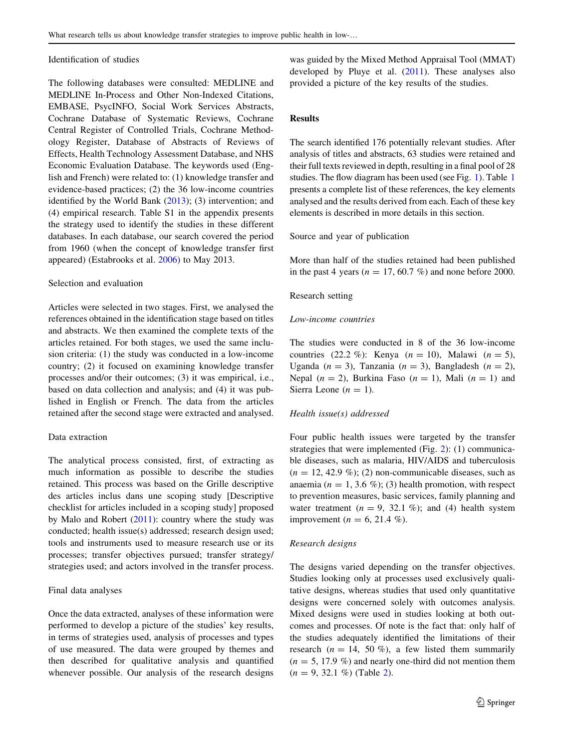### Identification of studies

The following databases were consulted: MEDLINE and MEDLINE In-Process and Other Non-Indexed Citations, EMBASE, PsycINFO, Social Work Services Abstracts, Cochrane Database of Systematic Reviews, Cochrane Central Register of Controlled Trials, Cochrane Methodology Register, Database of Abstracts of Reviews of Effects, Health Technology Assessment Database, and NHS Economic Evaluation Database. The keywords used (English and French) were related to: (1) knowledge transfer and evidence-based practices; (2) the 36 low-income countries identified by the World Bank (2013); (3) intervention; and (4) empirical research. Table S1 in the appendix presents the strategy used to identify the studies in these different databases. In each database, our search covered the period from 1960 (when the concept of knowledge transfer first appeared) (Estabrooks et al. 2006) to May 2013.

### Selection and evaluation

Articles were selected in two stages. First, we analysed the references obtained in the identification stage based on titles and abstracts. We then examined the complete texts of the articles retained. For both stages, we used the same inclusion criteria: (1) the study was conducted in a low-income country; (2) it focused on examining knowledge transfer processes and/or their outcomes; (3) it was empirical, i.e., based on data collection and analysis; and (4) it was published in English or French. The data from the articles retained after the second stage were extracted and analysed.

### Data extraction

The analytical process consisted, first, of extracting as much information as possible to describe the studies retained. This process was based on the Grille descriptive des articles inclus dans une scoping study [Descriptive checklist for articles included in a scoping study] proposed by Malo and Robert (2011): country where the study was conducted; health issue(s) addressed; research design used; tools and instruments used to measure research use or its processes; transfer objectives pursued; transfer strategy/strategies used; and actors involved in the transfer process.

### Final data analyses

Once the data extracted, analyses of these information were performed to develop a picture of the studies' key results, in terms of strategies used, analysis of processes and types of use measured. The data were grouped by themes and then described for qualitative analysis and quantified whenever possible. Our analysis of the research designs was guided by the Mixed Method Appraisal Tool (MMAT) developed by Pluye et al. (2011). These analyses also provided a picture of the key results of the studies.

## Results

The search identified 176 potentially relevant studies. After analysis of titles and abstracts, 63 studies were retained and their full texts reviewed in depth, resulting in a final pool of 28 studies. The flow diagram has been used (see Fig. 1). Table 1 presents a complete list of these references, the key elements analysed and the results derived from each. Each of these key elements is described in more details in this section.

### Source and year of publication

More than half of the studies retained had been published in the past 4 years ($n = 17$, 60.7 %) and none before 2000.

### Research setting

#### *Low-income countries*

The studies were conducted in 8 of the 36 low-income countries (22.2 %): Kenya ($n = 10$), Malawi ($n = 5$), Uganda ($n = 3$), Tanzania ($n = 3$), Bangladesh ($n = 2$), Nepal ($n = 2$), Burkina Faso ($n = 1$), Mali ($n = 1$) and Sierra Leone ($n = 1$).

#### *Health issue(s) addressed*

Four public health issues were targeted by the transfer strategies that were implemented (Fig. 2): (1) communicable diseases, such as malaria, HIV/AIDS and tuberculosis ($n = 12$, 42.9 %); (2) non-communicable diseases, such as anaemia ($n = 1$, 3.6 %); (3) health promotion, with respect to prevention measures, basic services, family planning and water treatment ($n = 9$, 32.1 %); and (4) health system improvement ($n = 6$, 21.4 %).

#### *Research designs*

The designs varied depending on the transfer objectives. Studies looking only at processes used exclusively qualitative designs, whereas studies that used only quantitative designs were concerned solely with outcomes analysis. Mixed designs were used in studies looking at both outcomes and processes. Of note is the fact that: only half of the studies adequately identified the limitations of their research ($n = 14$, 50 %), a few listed them summarily ($n = 5$, 17.9 %) and nearly one-third did not mention them ($n = 9$, 32.1 %) (Table 2).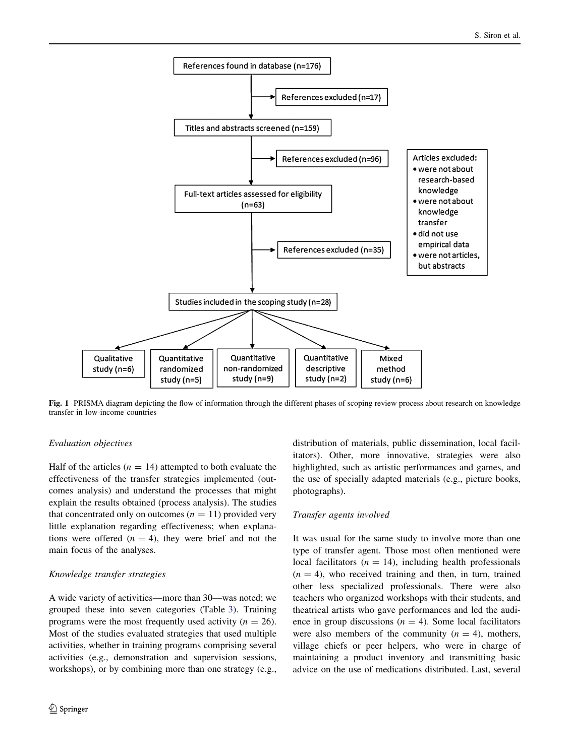References found in database (n=176)

→ References excluded (n=17)

Titles and abstracts screened (n=159)

→ References excluded (n=96)

Full-text articles assessed for eligibility (n=63)

→ References excluded (n=35)

Articles excluded:
- were not about research-based knowledge
- were not about knowledge transfer
- did not use empirical data
- were not articles, but abstracts

Studies included in the scoping study (n=28)

Qualitative study (n=6) | Quantitative randomized study (n=5) | Quantitative non-randomized study (n=9) | Quantitative descriptive study (n=2) | Mixed method study (n=6)

**Fig. 1** PRISMA diagram depicting the flow of information through the different phases of scoping review process about research on knowledge transfer in low-income countries

*Evaluation objectives*

Half of the articles ($n = 14$) attempted to both evaluate the effectiveness of the transfer strategies implemented (outcomes analysis) and understand the processes that might explain the results obtained (process analysis). The studies that concentrated only on outcomes ($n = 11$) provided very little explanation regarding effectiveness; when explanations were offered ($n = 4$), they were brief and not the main focus of the analyses.

*Knowledge transfer strategies*

A wide variety of activities—more than 30—was noted; we grouped these into seven categories (Table 3). Training programs were the most frequently used activity ($n = 26$). Most of the studies evaluated strategies that used multiple activities, whether in training programs comprising several activities (e.g., demonstration and supervision sessions, workshops), or by combining more than one strategy (e.g., distribution of materials, public dissemination, local facilitators). Other, more innovative, strategies were also highlighted, such as artistic performances and games, and the use of specially adapted materials (e.g., picture books, photographs).

*Transfer agents involved*

It was usual for the same study to involve more than one type of transfer agent. Those most often mentioned were local facilitators ($n = 14$), including health professionals ($n = 4$), who received training and then, in turn, trained other less specialized professionals. There were also teachers who organized workshops with their students, and theatrical artists who gave performances and led the audience in group discussions ($n = 4$). Some local facilitators were also members of the community ($n = 4$), mothers, village chiefs or peer helpers, who were in charge of maintaining a product inventory and transmitting basic advice on the use of medications distributed. Last, several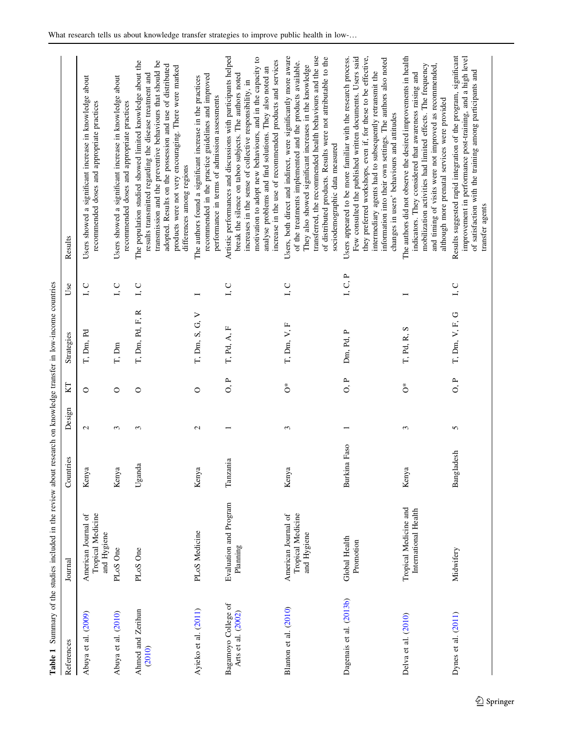**Table 1** Summary of the studies included in the review about research on knowledge transfer in low-income countries

| References | Journal | Countries | Design | KT | Strategies | Use | Results |
|---|---|---|---|---|---|---|---|
| Abuya et al. (2009) | American Journal of Tropical Medicine and Hygiene | Kenya | 2 | O | T, Dm, Pd | I, C | Users showed a significant increase in knowledge about recommended doses and appropriate practices |
| Abuya et al. (2010) | PLoS One | Kenya | 3 | O | T, Dm | I, C | Users showed a significant increase in knowledge about recommended doses and appropriate practices |
| Ahmed and Zerihun (2010) | PLoS One | Uganda | 3 | O | T, Dm, Pd, F, R | I, C | The population studied showed limited knowledge about the results transmitted regarding the disease treatment and transmission and the preventive behaviours that should be adopted. Results on the possession and use of distributed products were not very encouraging. There were marked differences among regions |
| Ayieko et al. (2011) | PLoS Medicine | Kenya | 2 | O | T, Dm, S, G, V | I | The authors found a significant increase in the practices recommended in the practice guidelines and improved performance in terms of admission assessments |
| Bagamoyo College of Arts et al. (2002) | Evaluation and Program Planning | Tanzania | 1 | O, P | T, Pd, A, F | I, C | Artistic performances and discussions with participants helped break the silence on taboo subjects. The authors noted increases in the sense of collective responsibility, in motivation to adopt new behaviours, and in the capacity to analyse problems and find solutions. They also noted an increase in the use of recommended products and services |
| Blanton et al. (2010) | American Journal of Tropical Medicine and Hygiene | Kenya | 3 | O* | T, Dm, V, F | I, C | Users, both direct and indirect, were significantly more aware of the treatments implemented and the products available. They also showed significant increases in the knowledge transferred, the recommended health behaviours and the use of distributed products. Results were not attributable to the sociodemographic data measured |
| Dagenais et al. (2013b) | Global Health Promotion | Burkina Faso | 1 | O, P | Dm, Pd, P | I, C, P | Users appeared to be more familiar with the research process. Few consulted the published written documents. Users said they preferred workshops, even if, for these to be effective, intermediary agents had to subsequently retransmit the information into their own settings. The authors also noted changes in users' behaviours and attitudes |
| Delva et al. (2010) | Tropical Medicine and International Health | Kenya | 3 | O* | T, Pd, R, S | I | The authors did not observe the desired improvements in health indicators. They considered that awareness raising and mobilization activities had limited effects. The frequency and timing of visits were not improved as recommended, although more prenatal services were provided |
| Dynes et al. (2011) | Midwifery | Bangladesh | 5 | O, P | T, Dm, V, F, G | I, C | Results suggested rapid integration of the program, significant improvement in performance post-training, and a high level of satisfaction with the training among participants and transfer agents |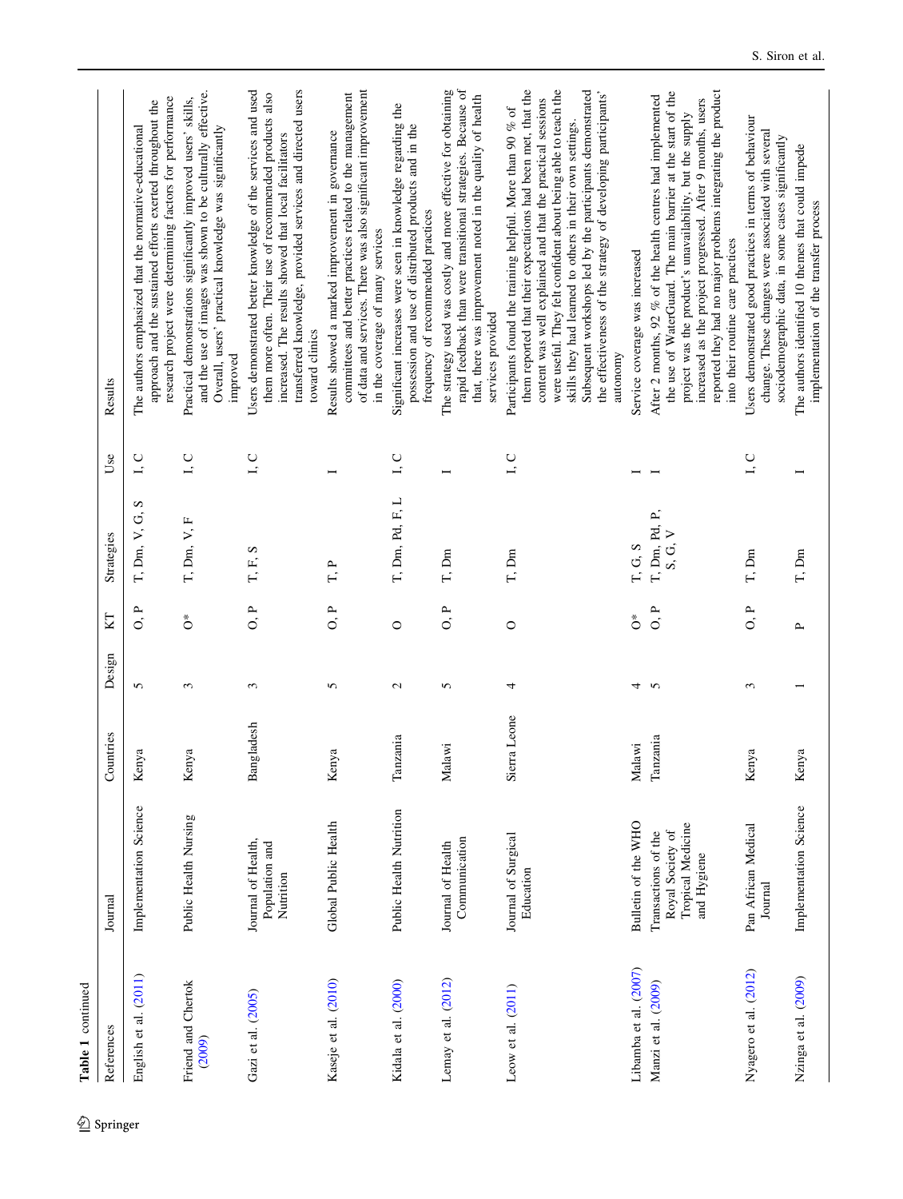**Table 1** continued

| References | Journal | Countries | Design | KT | Strategies | Use | Results |
|---|---|---|---|---|---|---|---|
| English et al. (2011) | Implementation Science | Kenya | 5 | O, P | T, Dm, V, G, S | I, C | The authors emphasized that the normative-educational approach and the sustained efforts exerted throughout the research project were determining factors for performance |
| Friend and Chertok (2009) | Public Health Nursing | Kenya | 3 | O* | T, Dm, V, F | I, C | Practical demonstrations significantly improved users' skills, and the use of images was shown to be culturally effective. Overall, users' practical knowledge was significantly improved |
| Gazi et al. (2005) | Journal of Health, Population and Nutrition | Bangladesh | 3 | O, P | T, F, S | I, C | Users demonstrated better knowledge of the services and used them more often. Their use of recommended products also increased. The results showed that local facilitators transferred knowledge, provided services and directed users toward clinics |
| Kaseje et al. (2010) | Global Public Health | Kenya | 5 | O, P | T, P | I | Results showed a marked improvement in governance committees and better practices related to the management of data and services. There was also significant improvement in the coverage of many services |
| Kidala et al. (2000) | Public Health Nutrition | Tanzania | 2 | O | T, Dm, Pd, F, L | I, C | Significant increases were seen in knowledge regarding the possession and use of distributed products and in the frequency of recommended practices |
| Lemay et al. (2012) | Journal of Health Communication | Malawi | 5 | O, P | T, Dm | I | The strategy used was costly and more effective for obtaining rapid feedback than were transitional strategies. Because of that, there was improvement noted in the quality of health services provided |
| Leow et al. (2011) | Journal of Surgical Education | Sierra Leone | 4 | O | T, Dm | I, C | Participants found the training helpful. More than 90 % of them reported that their expectations had been met, that the content was well explained and that the practical sessions were useful. They felt confident about being able to teach the skills they had learned to others in their own settings. Subsequent workshops led by the participants demonstrated the effectiveness of the strategy of developing participants' autonomy |
| Libamba et al. (2007) | Bulletin of the WHO | Malawi | 4 | O* | T, G, S | I | Service coverage was increased |
| Manzi et al. (2009) | Transactions of the Royal Society of Tropical Medicine and Hygiene | Tanzania | 5 | O, P | T, Dm, Pd, P, S, G, V | I | After 2 months, 92 % of the health centres had implemented the use of WaterGuard. The main barrier at the start of the project was the product's unavailability, but the supply increased as the project progressed. After 9 months, users reported they had no major problems integrating the product into their routine care practices |
| Nyagero et al. (2012) | Pan African Medical Journal | Kenya | 3 | O, P | T, Dm | I, C | Users demonstrated good practices in terms of behaviour change. These changes were associated with several sociodemographic data, in some cases significantly |
| Nzinga et al. (2009) | Implementation Science | Kenya | 1 | P | T, Dm | I | The authors identified 10 themes that could impede implementation of the transfer process |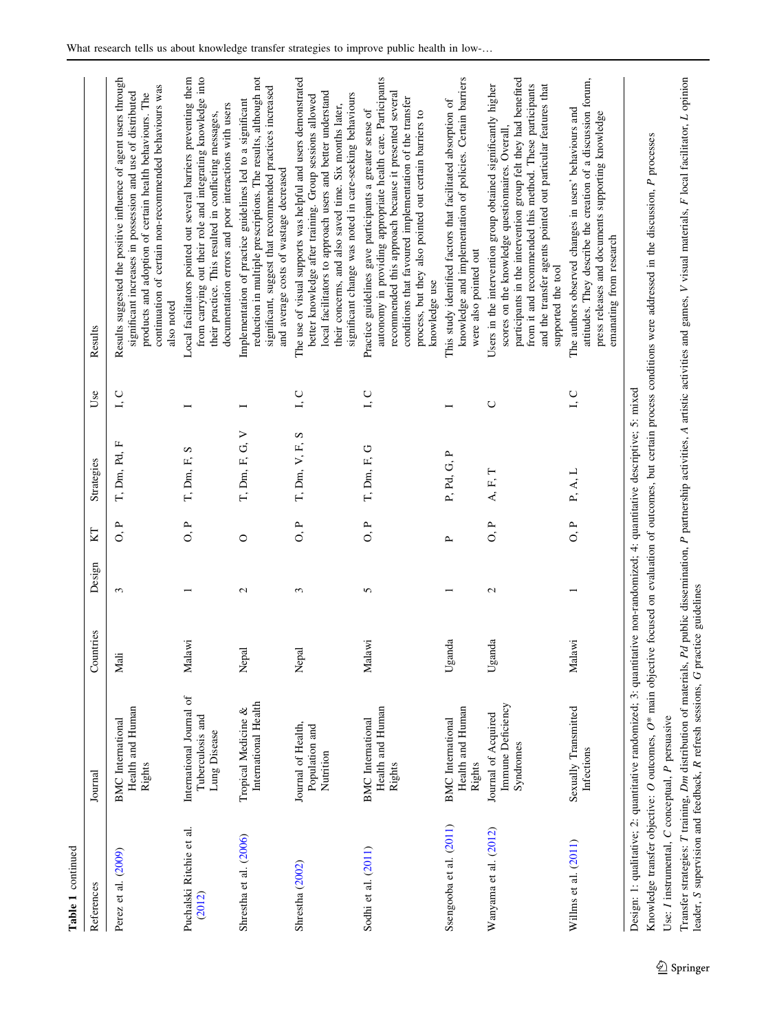**Table 1** continued

| References | Journal | Countries | Design | KT | Strategies | Use | Results |
|---|---|---|---|---|---|---|---|
| Perez et al. (2009) | BMC International Health and Human Rights | Mali | 3 | O, P | T, Dm, Pd, F | I, C | Results suggested the positive influence of agent users through significant increases in possession and use of distributed products and adoption of certain health behaviours. The continuation of certain non-recommended behaviours was also noted |
| Puchalski Ritchie et al. (2012) | International Journal of Tuberculosis and Lung Disease | Malawi | 1 | O, P | T, Dm, F, S | I | Local facilitators pointed out several barriers preventing them from carrying out their role and integrating knowledge into their practice. This resulted in conflicting messages, documentation errors and poor interactions with users |
| Shrestha et al. (2006) | Tropical Medicine & International Health | Nepal | 2 | O | T, Dm, F, G, V | I | Implementation of practice guidelines led to a significant reduction in multiple prescriptions. The results, although not significant, suggest that recommended practices increased and average costs of wastage decreased |
| Shrestha (2002) | Journal of Health, Population and Nutrition | Nepal | 3 | O, P | T, Dm, V, F, S | I, C | The use of visual supports was helpful and users demonstrated better knowledge after training. Group sessions allowed local facilitators to approach users and better understand their concerns, and also saved time. Six months later, significant change was noted in care-seeking behaviours |
| Sodhi et al. (2011) | BMC International Health and Human Rights | Malawi | 5 | O, P | T, Dm, F, G | I, C | Practice guidelines gave participants a greater sense of autonomy in providing appropriate health care. Participants recommended this approach because it presented several conditions that favoured implementation of the transfer process, but they also pointed out certain barriers to knowledge use |
| Ssengooba et al. (2011) | BMC International Health and Human Rights | Uganda | 1 | P | P, Pd, G, P | I | This study identified factors that facilitated absorption of knowledge and implementation of policies. Certain barriers were also pointed out |
| Wanyama et al. (2012) | Journal of Acquired Immune Deficiency Syndromes | Uganda | 2 | O, P | A, F, T | C | Users in the intervention group obtained significantly higher scores on the knowledge questionnaires. Overall, participants in the intervention group felt they had benefited from it and recommended this method. These participants and the transfer agents pointed out particular features that supported the tool |
| Willms et al. (2011) | Sexually Transmitted Infections | Malawi | 1 | O, P | P, A, L | I, C | The authors observed changes in users' behaviours and attitudes. They describe the creation of a discussion forum, press releases and documents supporting knowledge emanating from research |

Design: 1: qualitative; 2: quantitative randomized; 3: quantitative non-randomized; 4: quantitative descriptive; 5: mixed

Knowledge transfer objective: *O* outcomes, *O** main objective focused on evaluation of outcomes, but certain process conditions were addressed in the discussion, *P* processes

Use: *I* instrumental, *C* conceptual, *P* persuasive

Transfer strategies: *T* training, *Dm* distribution of materials, *Pd* public dissemination, *P* partnership activities, *A* artistic activities and games, *V* visual materials, *F* local facilitator, *L* opinion leader, *S* supervision and feedback, *R* refresh sessions, *G* practice guidelines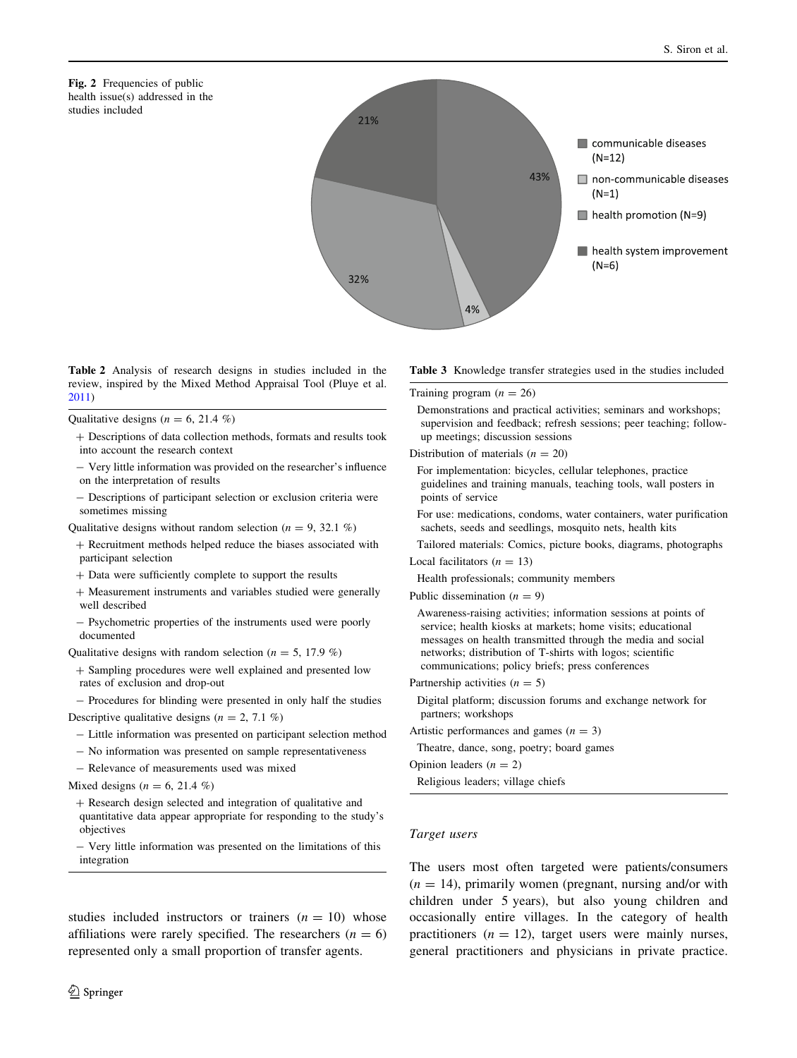**Fig. 2** Frequencies of public health issue(s) addressed in the studies included

**Table 2** Analysis of research designs in studies included in the review, inspired by the Mixed Method Appraisal Tool (Pluye et al. 2011)

| |
|---|
| Qualitative designs ($n = 6$, 21.4 %) |
| + Descriptions of data collection methods, formats and results took into account the research context |
| − Very little information was provided on the researcher's influence on the interpretation of results |
| − Descriptions of participant selection or exclusion criteria were sometimes missing |
| Qualitative designs without random selection ($n = 9$, 32.1 %) |
| + Recruitment methods helped reduce the biases associated with participant selection |
| + Data were sufficiently complete to support the results |
| + Measurement instruments and variables studied were generally well described |
| − Psychometric properties of the instruments used were poorly documented |
| Qualitative designs with random selection ($n = 5$, 17.9 %) |
| + Sampling procedures were well explained and presented low rates of exclusion and drop-out |
| − Procedures for blinding were presented in only half the studies |
| Descriptive qualitative designs ($n = 2$, 7.1 %) |
| − Little information was presented on participant selection method |
| − No information was presented on sample representativeness |
| − Relevance of measurements used was mixed |
| Mixed designs ($n = 6$, 21.4 %) |
| + Research design selected and integration of qualitative and quantitative data appear appropriate for responding to the study's objectives |
| − Very little information was presented on the limitations of this integration |

studies included instructors or trainers ($n = 10$) whose affiliations were rarely specified. The researchers ($n = 6$) represented only a small proportion of transfer agents.

**Table 3** Knowledge transfer strategies used in the studies included

| |
|---|
| Training program ($n = 26$) |
| Demonstrations and practical activities; seminars and workshops; supervision and feedback; refresh sessions; peer teaching; follow-up meetings; discussion sessions |
| Distribution of materials ($n = 20$) |
| For implementation: bicycles, cellular telephones, practice guidelines and training manuals, teaching tools, wall posters in points of service |
| For use: medications, condoms, water containers, water purification sachets, seeds and seedlings, mosquito nets, health kits |
| Tailored materials: Comics, picture books, diagrams, photographs |
| Local facilitators ($n = 13$) |
| Health professionals; community members |
| Public dissemination ($n = 9$) |
| Awareness-raising activities; information sessions at points of service; health kiosks at markets; home visits; educational messages on health transmitted through the media and social networks; distribution of T-shirts with logos; scientific communications; policy briefs; press conferences |
| Partnership activities ($n = 5$) |
| Digital platform; discussion forums and exchange network for partners; workshops |
| Artistic performances and games ($n = 3$) |
| Theatre, dance, song, poetry; board games |
| Opinion leaders ($n = 2$) |
| Religious leaders; village chiefs |

*Target users*

The users most often targeted were patients/consumers ($n = 14$), primarily women (pregnant, nursing and/or with children under 5 years), but also young children and occasionally entire villages. In the category of health practitioners ($n = 12$), target users were mainly nurses, general practitioners and physicians in private practice.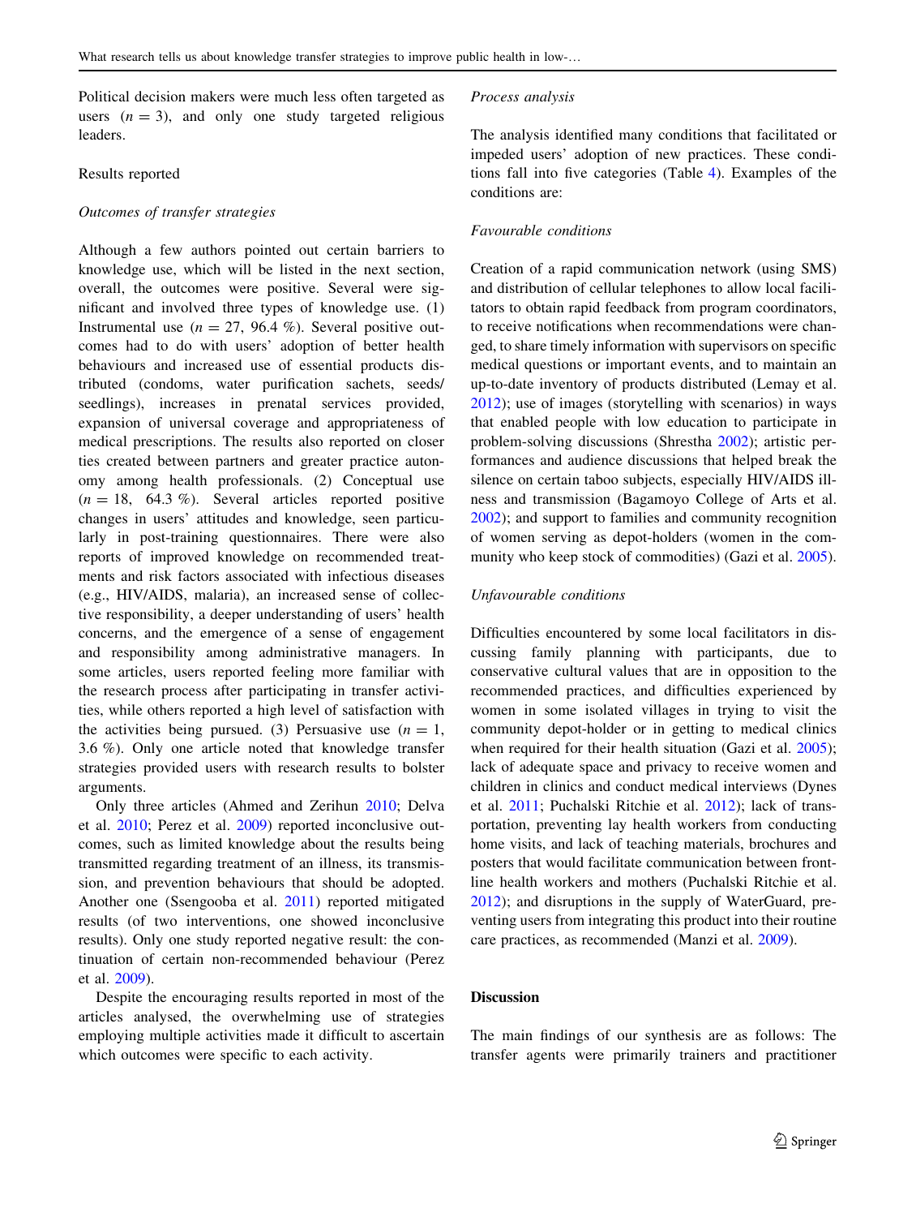Political decision makers were much less often targeted as users ($n = 3$), and only one study targeted religious leaders.

### Results reported

#### *Outcomes of transfer strategies*

Although a few authors pointed out certain barriers to knowledge use, which will be listed in the next section, overall, the outcomes were positive. Several were significant and involved three types of knowledge use. (1) Instrumental use ($n = 27$, 96.4 %). Several positive outcomes had to do with users' adoption of better health behaviours and increased use of essential products distributed (condoms, water purification sachets, seeds/seedlings), increases in prenatal services provided, expansion of universal coverage and appropriateness of medical prescriptions. The results also reported on closer ties created between partners and greater practice autonomy among health professionals. (2) Conceptual use ($n = 18$, 64.3 %). Several articles reported positive changes in users' attitudes and knowledge, seen particularly in post-training questionnaires. There were also reports of improved knowledge on recommended treatments and risk factors associated with infectious diseases (e.g., HIV/AIDS, malaria), an increased sense of collective responsibility, a deeper understanding of users' health concerns, and the emergence of a sense of engagement and responsibility among administrative managers. In some articles, users reported feeling more familiar with the research process after participating in transfer activities, while others reported a high level of satisfaction with the activities being pursued. (3) Persuasive use ($n = 1$, 3.6 %). Only one article noted that knowledge transfer strategies provided users with research results to bolster arguments.

Only three articles (Ahmed and Zerihun 2010; Delva et al. 2010; Perez et al. 2009) reported inconclusive outcomes, such as limited knowledge about the results being transmitted regarding treatment of an illness, its transmission, and prevention behaviours that should be adopted. Another one (Ssengooba et al. 2011) reported mitigated results (of two interventions, one showed inconclusive results). Only one study reported negative result: the continuation of certain non-recommended behaviour (Perez et al. 2009).

Despite the encouraging results reported in most of the articles analysed, the overwhelming use of strategies employing multiple activities made it difficult to ascertain which outcomes were specific to each activity.

#### *Process analysis*

The analysis identified many conditions that facilitated or impeded users' adoption of new practices. These conditions fall into five categories (Table 4). Examples of the conditions are:

#### *Favourable conditions*

Creation of a rapid communication network (using SMS) and distribution of cellular telephones to allow local facilitators to obtain rapid feedback from program coordinators, to receive notifications when recommendations were changed, to share timely information with supervisors on specific medical questions or important events, and to maintain an up-to-date inventory of products distributed (Lemay et al. 2012); use of images (storytelling with scenarios) in ways that enabled people with low education to participate in problem-solving discussions (Shrestha 2002); artistic performances and audience discussions that helped break the silence on certain taboo subjects, especially HIV/AIDS illness and transmission (Bagamoyo College of Arts et al. 2002); and support to families and community recognition of women serving as depot-holders (women in the community who keep stock of commodities) (Gazi et al. 2005).

#### *Unfavourable conditions*

Difficulties encountered by some local facilitators in discussing family planning with participants, due to conservative cultural values that are in opposition to the recommended practices, and difficulties experienced by women in some isolated villages in trying to visit the community depot-holder or in getting to medical clinics when required for their health situation (Gazi et al. 2005); lack of adequate space and privacy to receive women and children in clinics and conduct medical interviews (Dynes et al. 2011; Puchalski Ritchie et al. 2012); lack of transportation, preventing lay health workers from conducting home visits, and lack of teaching materials, brochures and posters that would facilitate communication between frontline health workers and mothers (Puchalski Ritchie et al. 2012); and disruptions in the supply of WaterGuard, preventing users from integrating this product into their routine care practices, as recommended (Manzi et al. 2009).

## Discussion

The main findings of our synthesis are as follows: The transfer agents were primarily trainers and practitioner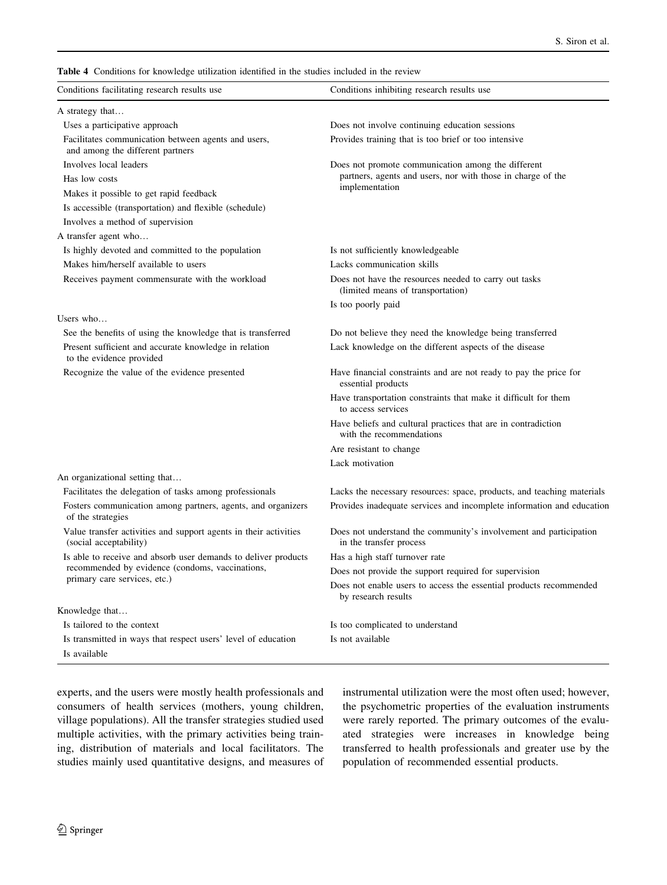**Table 4** Conditions for knowledge utilization identified in the studies included in the review

| Conditions facilitating research results use | Conditions inhibiting research results use |
|---|---|
| A strategy that… | |
| Uses a participative approach | Does not involve continuing education sessions |
| Facilitates communication between agents and users, and among the different partners | Provides training that is too brief or too intensive |
| Involves local leaders | Does not promote communication among the different partners, agents and users, nor with those in charge of the implementation |
| Has low costs | |
| Makes it possible to get rapid feedback | |
| Is accessible (transportation) and flexible (schedule) | |
| Involves a method of supervision | |
| A transfer agent who… | |
| Is highly devoted and committed to the population | Is not sufficiently knowledgeable |
| Makes him/herself available to users | Lacks communication skills |
| Receives payment commensurate with the workload | Does not have the resources needed to carry out tasks (limited means of transportation) |
| | Is too poorly paid |
| Users who… | |
| See the benefits of using the knowledge that is transferred | Do not believe they need the knowledge being transferred |
| Present sufficient and accurate knowledge in relation to the evidence provided | Lack knowledge on the different aspects of the disease |
| Recognize the value of the evidence presented | Have financial constraints and are not ready to pay the price for essential products |
| | Have transportation constraints that make it difficult for them to access services |
| | Have beliefs and cultural practices that are in contradiction with the recommendations |
| | Are resistant to change |
| | Lack motivation |
| An organizational setting that… | |
| Facilitates the delegation of tasks among professionals | Lacks the necessary resources: space, products, and teaching materials |
| Fosters communication among partners, agents, and organizers of the strategies | Provides inadequate services and incomplete information and education |
| Value transfer activities and support agents in their activities (social acceptability) | Does not understand the community's involvement and participation in the transfer process |
| Is able to receive and absorb user demands to deliver products recommended by evidence (condoms, vaccinations, primary care services, etc.) | Has a high staff turnover rate |
| | Does not provide the support required for supervision |
| | Does not enable users to access the essential products recommended by research results |
| Knowledge that… | |
| Is tailored to the context | Is too complicated to understand |
| Is transmitted in ways that respect users' level of education | Is not available |
| Is available | |

experts, and the users were mostly health professionals and consumers of health services (mothers, young children, village populations). All the transfer strategies studied used multiple activities, with the primary activities being training, distribution of materials and local facilitators. The studies mainly used quantitative designs, and measures of instrumental utilization were the most often used; however, the psychometric properties of the evaluation instruments were rarely reported. The primary outcomes of the evaluated strategies were increases in knowledge being transferred to health professionals and greater use by the population of recommended essential products.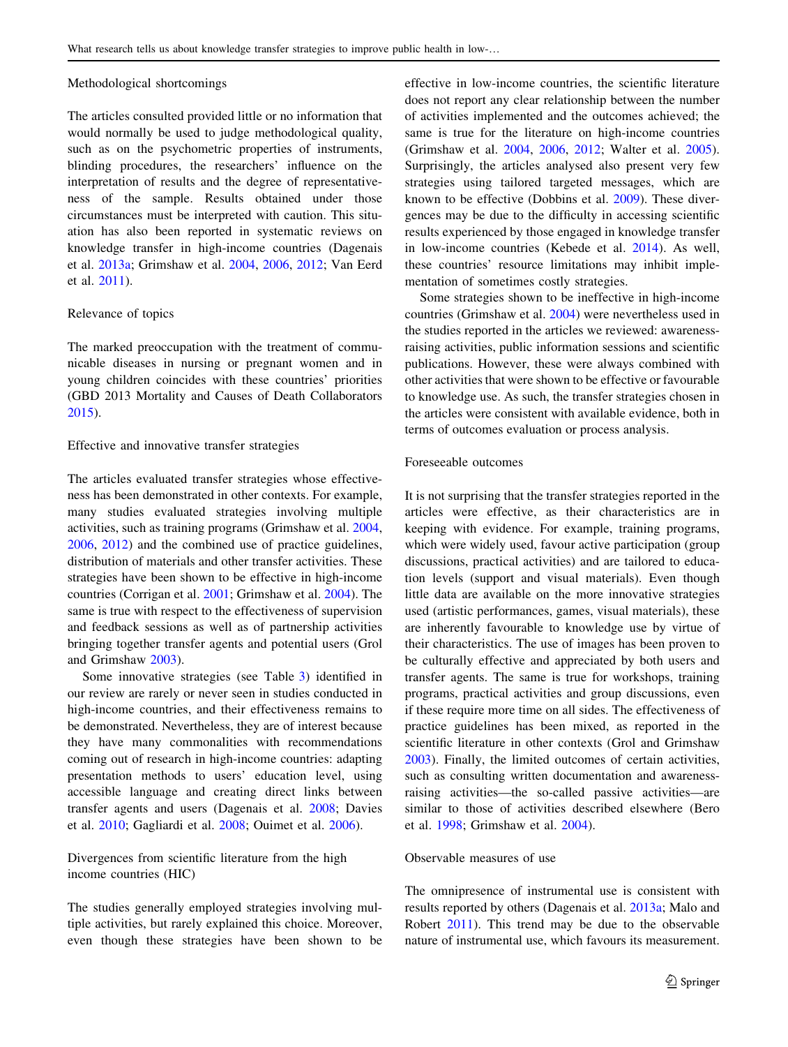### Methodological shortcomings

The articles consulted provided little or no information that would normally be used to judge methodological quality, such as on the psychometric properties of instruments, blinding procedures, the researchers' influence on the interpretation of results and the degree of representativeness of the sample. Results obtained under those circumstances must be interpreted with caution. This situation has also been reported in systematic reviews on knowledge transfer in high-income countries (Dagenais et al. 2013a; Grimshaw et al. 2004, 2006, 2012; Van Eerd et al. 2011).

### Relevance of topics

The marked preoccupation with the treatment of communicable diseases in nursing or pregnant women and in young children coincides with these countries' priorities (GBD 2013 Mortality and Causes of Death Collaborators 2015).

### Effective and innovative transfer strategies

The articles evaluated transfer strategies whose effectiveness has been demonstrated in other contexts. For example, many studies evaluated strategies involving multiple activities, such as training programs (Grimshaw et al. 2004, 2006, 2012) and the combined use of practice guidelines, distribution of materials and other transfer activities. These strategies have been shown to be effective in high-income countries (Corrigan et al. 2001; Grimshaw et al. 2004). The same is true with respect to the effectiveness of supervision and feedback sessions as well as of partnership activities bringing together transfer agents and potential users (Grol and Grimshaw 2003).

Some innovative strategies (see Table 3) identified in our review are rarely or never seen in studies conducted in high-income countries, and their effectiveness remains to be demonstrated. Nevertheless, they are of interest because they have many commonalities with recommendations coming out of research in high-income countries: adapting presentation methods to users' education level, using accessible language and creating direct links between transfer agents and users (Dagenais et al. 2008; Davies et al. 2010; Gagliardi et al. 2008; Ouimet et al. 2006).

### Divergences from scientific literature from the high income countries (HIC)

The studies generally employed strategies involving multiple activities, but rarely explained this choice. Moreover, even though these strategies have been shown to be effective in low-income countries, the scientific literature does not report any clear relationship between the number of activities implemented and the outcomes achieved; the same is true for the literature on high-income countries (Grimshaw et al. 2004, 2006, 2012; Walter et al. 2005). Surprisingly, the articles analysed also present very few strategies using tailored targeted messages, which are known to be effective (Dobbins et al. 2009). These divergences may be due to the difficulty in accessing scientific results experienced by those engaged in knowledge transfer in low-income countries (Kebede et al. 2014). As well, these countries' resource limitations may inhibit implementation of sometimes costly strategies.

Some strategies shown to be ineffective in high-income countries (Grimshaw et al. 2004) were nevertheless used in the studies reported in the articles we reviewed: awareness-raising activities, public information sessions and scientific publications. However, these were always combined with other activities that were shown to be effective or favourable to knowledge use. As such, the transfer strategies chosen in the articles were consistent with available evidence, both in terms of outcomes evaluation or process analysis.

### Foreseeable outcomes

It is not surprising that the transfer strategies reported in the articles were effective, as their characteristics are in keeping with evidence. For example, training programs, which were widely used, favour active participation (group discussions, practical activities) and are tailored to education levels (support and visual materials). Even though little data are available on the more innovative strategies used (artistic performances, games, visual materials), these are inherently favourable to knowledge use by virtue of their characteristics. The use of images has been proven to be culturally effective and appreciated by both users and transfer agents. The same is true for workshops, training programs, practical activities and group discussions, even if these require more time on all sides. The effectiveness of practice guidelines has been mixed, as reported in the scientific literature in other contexts (Grol and Grimshaw 2003). Finally, the limited outcomes of certain activities, such as consulting written documentation and awareness-raising activities—the so-called passive activities—are similar to those of activities described elsewhere (Bero et al. 1998; Grimshaw et al. 2004).

### Observable measures of use

The omnipresence of instrumental use is consistent with results reported by others (Dagenais et al. 2013a; Malo and Robert 2011). This trend may be due to the observable nature of instrumental use, which favours its measurement.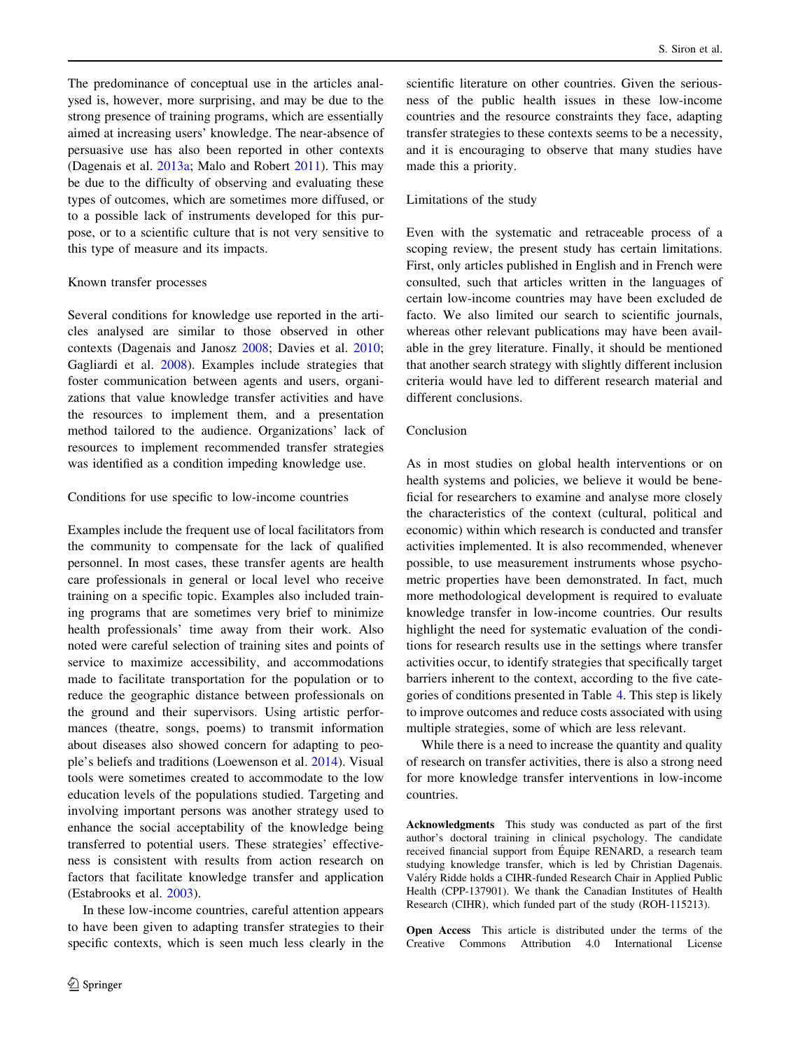The predominance of conceptual use in the articles analysed is, however, more surprising, and may be due to the strong presence of training programs, which are essentially aimed at increasing users' knowledge. The near-absence of persuasive use has also been reported in other contexts (Dagenais et al. 2013a; Malo and Robert 2011). This may be due to the difficulty of observing and evaluating these types of outcomes, which are sometimes more diffused, or to a possible lack of instruments developed for this purpose, or to a scientific culture that is not very sensitive to this type of measure and its impacts.

### Known transfer processes

Several conditions for knowledge use reported in the articles analysed are similar to those observed in other contexts (Dagenais and Janosz 2008; Davies et al. 2010; Gagliardi et al. 2008). Examples include strategies that foster communication between agents and users, organizations that value knowledge transfer activities and have the resources to implement them, and a presentation method tailored to the audience. Organizations' lack of resources to implement recommended transfer strategies was identified as a condition impeding knowledge use.

### Conditions for use specific to low-income countries

Examples include the frequent use of local facilitators from the community to compensate for the lack of qualified personnel. In most cases, these transfer agents are health care professionals in general or local level who receive training on a specific topic. Examples also included training programs that are sometimes very brief to minimize health professionals' time away from their work. Also noted were careful selection of training sites and points of service to maximize accessibility, and accommodations made to facilitate transportation for the population or to reduce the geographic distance between professionals on the ground and their supervisors. Using artistic performances (theatre, songs, poems) to transmit information about diseases also showed concern for adapting to people's beliefs and traditions (Loewenson et al. 2014). Visual tools were sometimes created to accommodate to the low education levels of the populations studied. Targeting and involving important persons was another strategy used to enhance the social acceptability of the knowledge being transferred to potential users. These strategies' effectiveness is consistent with results from action research on factors that facilitate knowledge transfer and application (Estabrooks et al. 2003).

In these low-income countries, careful attention appears to have been given to adapting transfer strategies to their specific contexts, which is seen much less clearly in the scientific literature on other countries. Given the seriousness of the public health issues in these low-income countries and the resource constraints they face, adapting transfer strategies to these contexts seems to be a necessity, and it is encouraging to observe that many studies have made this a priority.

### Limitations of the study

Even with the systematic and retraceable process of a scoping review, the present study has certain limitations. First, only articles published in English and in French were consulted, such that articles written in the languages of certain low-income countries may have been excluded de facto. We also limited our search to scientific journals, whereas other relevant publications may have been available in the grey literature. Finally, it should be mentioned that another search strategy with slightly different inclusion criteria would have led to different research material and different conclusions.

## Conclusion

As in most studies on global health interventions or on health systems and policies, we believe it would be beneficial for researchers to examine and analyse more closely the characteristics of the context (cultural, political and economic) within which research is conducted and transfer activities implemented. It is also recommended, whenever possible, to use measurement instruments whose psychometric properties have been demonstrated. In fact, much more methodological development is required to evaluate knowledge transfer in low-income countries. Our results highlight the need for systematic evaluation of the conditions for research results use in the settings where transfer activities occur, to identify strategies that specifically target barriers inherent to the context, according to the five categories of conditions presented in Table 4. This step is likely to improve outcomes and reduce costs associated with using multiple strategies, some of which are less relevant.

While there is a need to increase the quantity and quality of research on transfer activities, there is also a strong need for more knowledge transfer interventions in low-income countries.

**Acknowledgments** This study was conducted as part of the first author's doctoral training in clinical psychology. The candidate received financial support from Équipe RENARD, a research team studying knowledge transfer, which is led by Christian Dagenais. Valéry Ridde holds a CIHR-funded Research Chair in Applied Public Health (CPP-137901). We thank the Canadian Institutes of Health Research (CIHR), which funded part of the study (ROH-115213).

**Open Access** This article is distributed under the terms of the Creative Commons Attribution 4.0 International License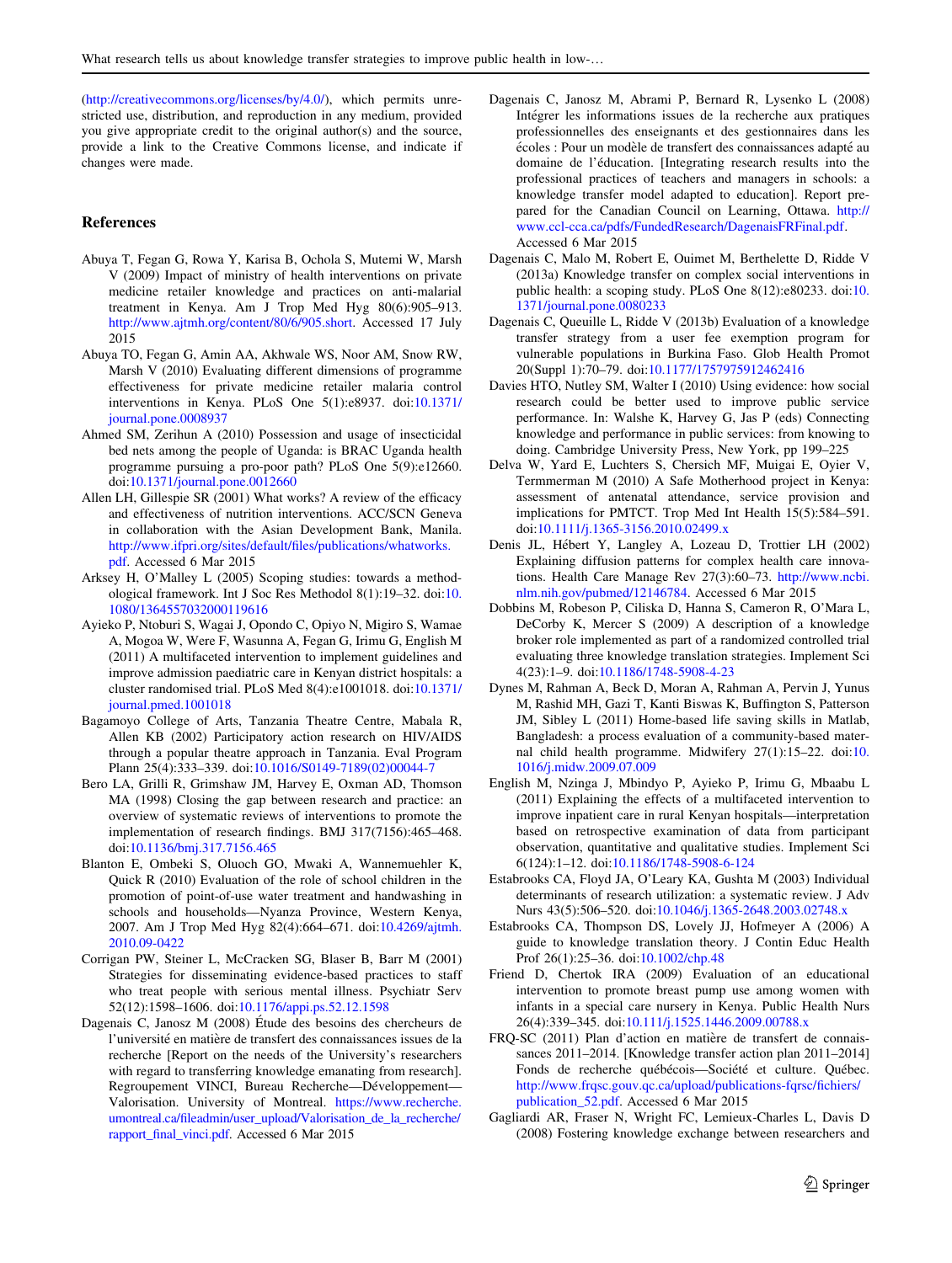(http://creativecommons.org/licenses/by/4.0/), which permits unrestricted use, distribution, and reproduction in any medium, provided you give appropriate credit to the original author(s) and the source, provide a link to the Creative Commons license, and indicate if changes were made.

## References

Abuya T, Fegan G, Rowa Y, Karisa B, Ochola S, Mutemi W, Marsh V (2009) Impact of ministry of health interventions on private medicine retailer knowledge and practices on anti-malarial treatment in Kenya. Am J Trop Med Hyg 80(6):905–913. http://www.ajtmh.org/content/80/6/905.short. Accessed 17 July 2015

Abuya TO, Fegan G, Amin AA, Akhwale WS, Noor AM, Snow RW, Marsh V (2010) Evaluating different dimensions of programme effectiveness for private medicine retailer malaria control interventions in Kenya. PLoS One 5(1):e8937. doi:10.1371/journal.pone.0008937

Ahmed SM, Zerihun A (2010) Possession and usage of insecticidal bed nets among the people of Uganda: is BRAC Uganda health programme pursuing a pro-poor path? PLoS One 5(9):e12660. doi:10.1371/journal.pone.0012660

Allen LH, Gillespie SR (2001) What works? A review of the efficacy and effectiveness of nutrition interventions. ACC/SCN Geneva in collaboration with the Asian Development Bank, Manila. http://www.ifpri.org/sites/default/files/publications/whatworks.pdf. Accessed 6 Mar 2015

Arksey H, O'Malley L (2005) Scoping studies: towards a methodological framework. Int J Soc Res Methodol 8(1):19–32. doi:10.1080/1364557032000119616

Ayieko P, Ntoburi S, Wagai J, Opondo C, Opiyo N, Migiro S, Wamae A, Mogoa W, Were F, Wasunna A, Fegan G, Irimu G, English M (2011) A multifaceted intervention to implement guidelines and improve admission paediatric care in Kenyan district hospitals: a cluster randomised trial. PLoS Med 8(4):e1001018. doi:10.1371/journal.pmed.1001018

Bagamoyo College of Arts, Tanzania Theatre Centre, Mabala R, Allen KB (2002) Participatory action research on HIV/AIDS through a popular theatre approach in Tanzania. Eval Program Plann 25(4):333–339. doi:10.1016/S0149-7189(02)00044-7

Bero LA, Grilli R, Grimshaw JM, Harvey E, Oxman AD, Thomson MA (1998) Closing the gap between research and practice: an overview of systematic reviews of interventions to promote the implementation of research findings. BMJ 317(7156):465–468. doi:10.1136/bmj.317.7156.465

Blanton E, Ombeki S, Oluoch GO, Mwaki A, Wannemuehler K, Quick R (2010) Evaluation of the role of school children in the promotion of point-of-use water treatment and handwashing in schools and households—Nyanza Province, Western Kenya, 2007. Am J Trop Med Hyg 82(4):664–671. doi:10.4269/ajtmh.2010.09-0422

Corrigan PW, Steiner L, McCracken SG, Blaser B, Barr M (2001) Strategies for disseminating evidence-based practices to staff who treat people with serious mental illness. Psychiatr Serv 52(12):1598–1606. doi:10.1176/appi.ps.52.12.1598

Dagenais C, Janosz M (2008) Étude des besoins des chercheurs de l'université en matière de transfert des connaissances issues de la recherche [Report on the needs of the University's researchers with regard to transferring knowledge emanating from research]. Regroupement VINCI, Bureau Recherche—Développement—Valorisation. University of Montreal. https://www.recherche.umontreal.ca/fileadmin/user_upload/Valorisation_de_la_recherche/rapport_final_vinci.pdf. Accessed 6 Mar 2015

Dagenais C, Janosz M, Abrami P, Bernard R, Lysenko L (2008) Intégrer les informations issues de la recherche aux pratiques professionnelles des enseignants et des gestionnaires dans les écoles : Pour un modèle de transfert des connaissances adapté au domaine de l'éducation. [Integrating research results into the professional practices of teachers and managers in schools: a knowledge transfer model adapted to education]. Report prepared for the Canadian Council on Learning, Ottawa. http://www.ccl-cca.ca/pdfs/FundedResearch/DagenaisFRFinal.pdf. Accessed 6 Mar 2015

Dagenais C, Malo M, Robert E, Ouimet M, Berthelette D, Ridde V (2013a) Knowledge transfer on complex social interventions in public health: a scoping study. PLoS One 8(12):e80233. doi:10.1371/journal.pone.0080233

Dagenais C, Queuille L, Ridde V (2013b) Evaluation of a knowledge transfer strategy from a user fee exemption program for vulnerable populations in Burkina Faso. Glob Health Promot 20(Suppl 1):70–79. doi:10.1177/1757975912462416

Davies HTO, Nutley SM, Walter I (2010) Using evidence: how social research could be better used to improve public service performance. In: Walshe K, Harvey G, Jas P (eds) Connecting knowledge and performance in public services: from knowing to doing. Cambridge University Press, New York, pp 199–225

Delva W, Yard E, Luchters S, Chersich MF, Muigai E, Oyier V, Termmerman M (2010) A Safe Motherhood project in Kenya: assessment of antenatal attendance, service provision and implications for PMTCT. Trop Med Int Health 15(5):584–591. doi:10.1111/j.1365-3156.2010.02499.x

Denis JL, Hébert Y, Langley A, Lozeau D, Trottier LH (2002) Explaining diffusion patterns for complex health care innovations. Health Care Manage Rev 27(3):60–73. http://www.ncbi.nlm.nih.gov/pubmed/12146784. Accessed 6 Mar 2015

Dobbins M, Robeson P, Ciliska D, Hanna S, Cameron R, O'Mara L, DeCorby K, Mercer S (2009) A description of a knowledge broker role implemented as part of a randomized controlled trial evaluating three knowledge translation strategies. Implement Sci 4(23):1–9. doi:10.1186/1748-5908-4-23

Dynes M, Rahman A, Beck D, Moran A, Rahman A, Pervin J, Yunus M, Rashid MH, Gazi T, Kanti Biswas K, Buffington S, Patterson JM, Sibley L (2011) Home-based life saving skills in Matlab, Bangladesh: a process evaluation of a community-based maternal child health programme. Midwifery 27(1):15–22. doi:10.1016/j.midw.2009.07.009

English M, Nzinga J, Mbindyo P, Ayieko P, Irimu G, Mbaabu L (2011) Explaining the effects of a multifaceted intervention to improve inpatient care in rural Kenyan hospitals—interpretation based on retrospective examination of data from participant observation, quantitative and qualitative studies. Implement Sci 6(124):1–12. doi:10.1186/1748-5908-6-124

Estabrooks CA, Floyd JA, O'Leary KA, Gushta M (2003) Individual determinants of research utilization: a systematic review. J Adv Nurs 43(5):506–520. doi:10.1046/j.1365-2648.2003.02748.x

Estabrooks CA, Thompson DS, Lovely JJ, Hofmeyer A (2006) A guide to knowledge translation theory. J Contin Educ Health Prof 26(1):25–36. doi:10.1002/chp.48

Friend D, Chertok IRA (2009) Evaluation of an educational intervention to promote breast pump use among women with infants in a special care nursery in Kenya. Public Health Nurs 26(4):339–345. doi:10.1111/j.1525.1446.2009.00788.x

FRQ-SC (2011) Plan d'action en matière de transfert de connaissances 2011–2014. [Knowledge transfer action plan 2011–2014] Fonds de recherche québécois—Société et culture. Québec. http://www.frqsc.gouv.qc.ca/upload/publications-fqrsc/fichiers/publication_52.pdf. Accessed 6 Mar 2015

Gagliardi AR, Fraser N, Wright FC, Lemieux-Charles L, Davis D (2008) Fostering knowledge exchange between researchers and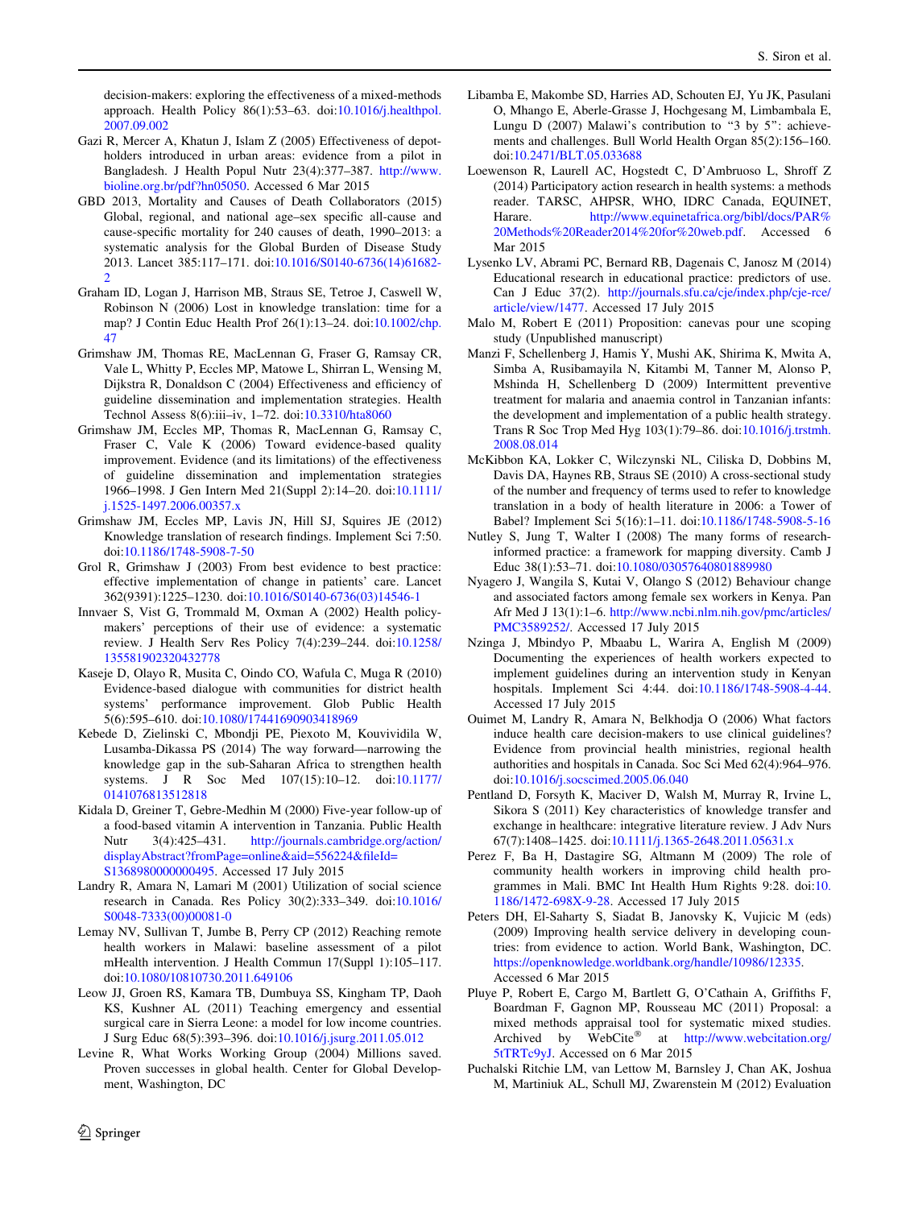decision-makers: exploring the effectiveness of a mixed-methods approach. Health Policy 86(1):53–63. doi:10.1016/j.healthpol.2007.09.002

Gazi R, Mercer A, Khatun J, Islam Z (2005) Effectiveness of depot-holders introduced in urban areas: evidence from a pilot in Bangladesh. J Health Popul Nutr 23(4):377–387. http://www.bioline.org.br/pdf?hn05050. Accessed 6 Mar 2015

GBD 2013, Mortality and Causes of Death Collaborators (2015) Global, regional, and national age–sex specific all-cause and cause-specific mortality for 240 causes of death, 1990–2013: a systematic analysis for the Global Burden of Disease Study 2013. Lancet 385:117–171. doi:10.1016/S0140-6736(14)61682-2

Graham ID, Logan J, Harrison MB, Straus SE, Tetroe J, Caswell W, Robinson N (2006) Lost in knowledge translation: time for a map? J Contin Educ Health Prof 26(1):13–24. doi:10.1002/chp.47

Grimshaw JM, Thomas RE, MacLennan G, Fraser G, Ramsay CR, Vale L, Whitty P, Eccles MP, Matowe L, Shirran L, Wensing M, Dijkstra R, Donaldson C (2004) Effectiveness and efficiency of guideline dissemination and implementation strategies. Health Technol Assess 8(6):iii–iv, 1–72. doi:10.3310/hta8060

Grimshaw JM, Eccles MP, Thomas R, MacLennan G, Ramsay C, Fraser C, Vale K (2006) Toward evidence-based quality improvement. Evidence (and its limitations) of the effectiveness of guideline dissemination and implementation strategies 1966–1998. J Gen Intern Med 21(Suppl 2):14–20. doi:10.1111/j.1525-1497.2006.00357.x

Grimshaw JM, Eccles MP, Lavis JN, Hill SJ, Squires JE (2012) Knowledge translation of research findings. Implement Sci 7:50. doi:10.1186/1748-5908-7-50

Grol R, Grimshaw J (2003) From best evidence to best practice: effective implementation of change in patients' care. Lancet 362(9391):1225–1230. doi:10.1016/S0140-6736(03)14546-1

Innvaer S, Vist G, Trommald M, Oxman A (2002) Health policy-makers' perceptions of their use of evidence: a systematic review. J Health Serv Res Policy 7(4):239–244. doi:10.1258/135581902320432778

Kaseje D, Olayo R, Musita C, Oindo CO, Wafula C, Muga R (2010) Evidence-based dialogue with communities for district health systems' performance improvement. Glob Public Health 5(6):595–610. doi:10.1080/17441690903418969

Kebede D, Zielinski C, Mbondji PE, Piexoto M, Kouvividila W, Lusamba-Dikassa PS (2014) The way forward—narrowing the knowledge gap in the sub-Saharan Africa to strengthen health systems. J R Soc Med 107(15):10–12. doi:10.1177/0141076813512818

Kidala D, Greiner T, Gebre-Medhin M (2000) Five-year follow-up of a food-based vitamin A intervention in Tanzania. Public Health Nutr 3(4):425–431. http://journals.cambridge.org/action/displayAbstract?fromPage=online&aid=556224&fileId=S1368980000000495. Accessed 17 July 2015

Landry R, Amara N, Lamari M (2001) Utilization of social science research in Canada. Res Policy 30(2):333–349. doi:10.1016/S0048-7333(00)00081-0

Lemay NV, Sullivan T, Jumbe B, Perry CP (2012) Reaching remote health workers in Malawi: baseline assessment of a pilot mHealth intervention. J Health Commun 17(Suppl 1):105–117. doi:10.1080/10810730.2011.649106

Leow JJ, Groen RS, Kamara TB, Dumbuya SS, Kingham TP, Daoh KS, Kushner AL (2011) Teaching emergency and essential surgical care in Sierra Leone: a model for low income countries. J Surg Educ 68(5):393–396. doi:10.1016/j.jsurg.2011.05.012

Levine R, What Works Working Group (2004) Millions saved. Proven successes in global health. Center for Global Development, Washington, DC

Libamba E, Makombe SD, Harries AD, Schouten EJ, Yu JK, Pasulani O, Mhango E, Aberle-Grasse J, Hochgesang M, Limbambala E, Lungu D (2007) Malawi's contribution to "3 by 5": achievements and challenges. Bull World Health Organ 85(2):156–160. doi:10.2471/BLT.05.033688

Loewenson R, Laurell AC, Hogstedt C, D'Ambruoso L, Shroff Z (2014) Participatory action research in health systems: a methods reader. TARSC, AHPSR, WHO, IDRC Canada, EQUINET, Harare. http://www.equinetafrica.org/bibl/docs/PAR%20Methods%20Reader2014%20for%20web.pdf. Accessed 6 Mar 2015

Lysenko LV, Abrami PC, Bernard RB, Dagenais C, Janosz M (2014) Educational research in educational practice: predictors of use. Can J Educ 37(2). http://journals.sfu.ca/cje/index.php/cje-rce/article/view/1477. Accessed 17 July 2015

Malo M, Robert E (2011) Proposition: canevas pour une scoping study (Unpublished manuscript)

Manzi F, Schellenberg J, Hamis Y, Mushi AK, Shirima K, Mwita A, Simba A, Rusibamayila N, Kitambi M, Tanner M, Alonso P, Mshinda H, Schellenberg D (2009) Intermittent preventive treatment for malaria and anaemia control in Tanzanian infants: the development and implementation of a public health strategy. Trans R Soc Trop Med Hyg 103(1):79–86. doi:10.1016/j.trstmh.2008.08.014

McKibbon KA, Lokker C, Wilczynski NL, Ciliska D, Dobbins M, Davis DA, Haynes RB, Straus SE (2010) A cross-sectional study of the number and frequency of terms used to refer to knowledge translation in a body of health literature in 2006: a Tower of Babel? Implement Sci 5(16):1–11. doi:10.1186/1748-5908-5-16

Nutley S, Jung T, Walter I (2008) The many forms of research-informed practice: a framework for mapping diversity. Camb J Educ 38(1):53–71. doi:10.1080/03057640801889980

Nyagero J, Wangila S, Kutai V, Olango S (2012) Behaviour change and associated factors among female sex workers in Kenya. Pan Afr Med J 13(1):1–6. http://www.ncbi.nlm.nih.gov/pmc/articles/PMC3589252/. Accessed 17 July 2015

Nzinga J, Mbindyo P, Mbaabu L, Warira A, English M (2009) Documenting the experiences of health workers expected to implement guidelines during an intervention study in Kenyan hospitals. Implement Sci 4:44. doi:10.1186/1748-5908-4-44. Accessed 17 July 2015

Ouimet M, Landry R, Amara N, Belkhodja O (2006) What factors induce health care decision-makers to use clinical guidelines? Evidence from provincial health ministries, regional health authorities and hospitals in Canada. Soc Sci Med 62(4):964–976. doi:10.1016/j.socscimed.2005.06.040

Pentland D, Forsyth K, Maciver D, Walsh M, Murray R, Irvine L, Sikora S (2011) Key characteristics of knowledge transfer and exchange in healthcare: integrative literature review. J Adv Nurs 67(7):1408–1425. doi:10.1111/j.1365-2648.2011.05631.x

Perez F, Ba H, Dastagire SG, Altmann M (2009) The role of community health workers in improving child health programmes in Mali. BMC Int Health Hum Rights 9:28. doi:10.1186/1472-698X-9-28. Accessed 17 July 2015

Peters DH, El-Saharty S, Siadat B, Janovsky K, Vujicic M (eds) (2009) Improving health service delivery in developing countries: from evidence to action. World Bank, Washington, DC. https://openknowledge.worldbank.org/handle/10986/12335. Accessed 6 Mar 2015

Pluye P, Robert E, Cargo M, Bartlett G, O'Cathain A, Griffiths F, Boardman F, Gagnon MP, Rousseau MC (2011) Proposal: a mixed methods appraisal tool for systematic mixed studies. Archived by WebCite® at http://www.webcitation.org/5tTRTc9yJ. Accessed on 6 Mar 2015

Puchalski Ritchie LM, van Lettow M, Barnsley J, Chan AK, Joshua M, Martiniuk AL, Schull MJ, Zwarenstein M (2012) Evaluation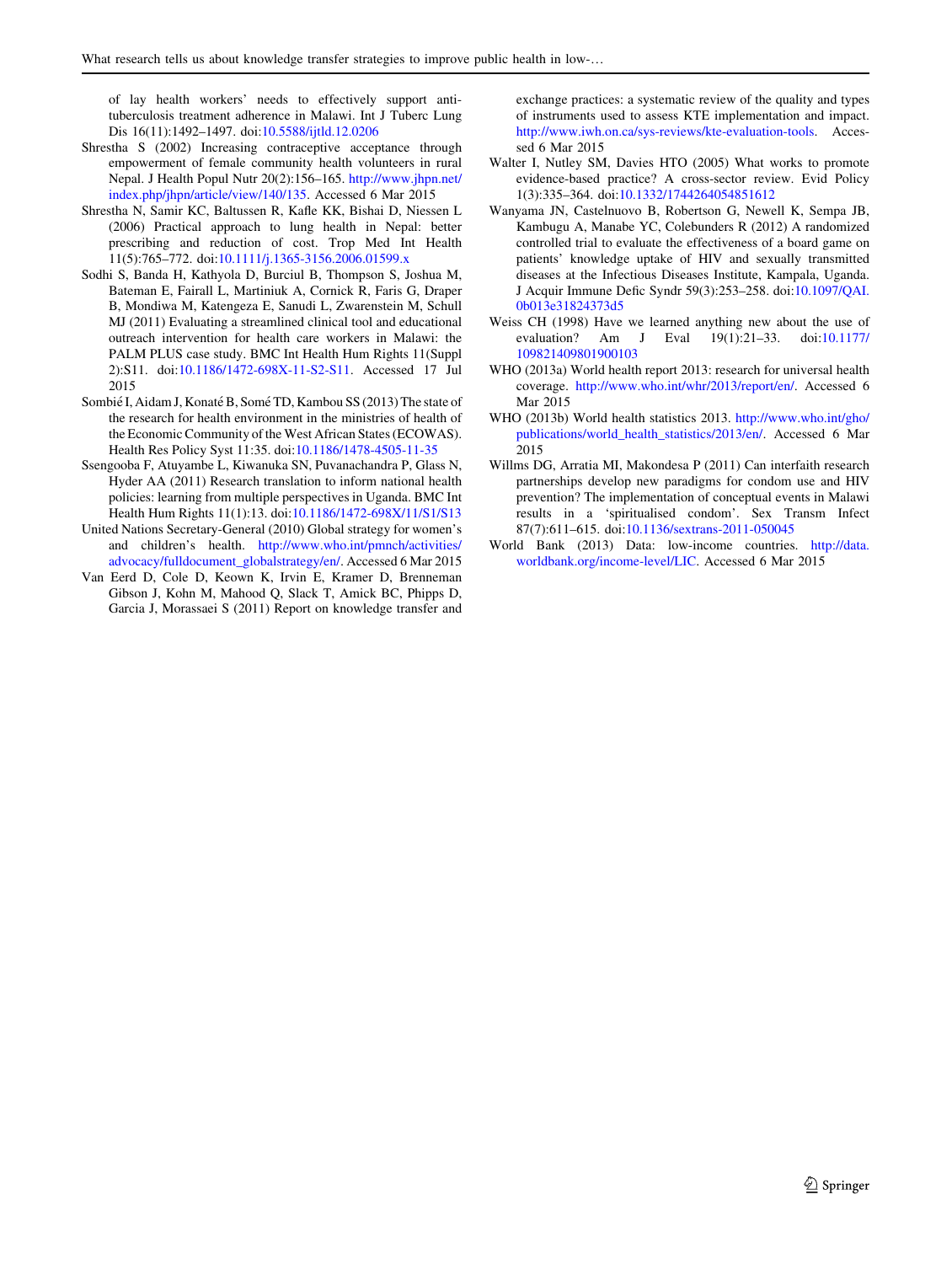of lay health workers' needs to effectively support anti-tuberculosis treatment adherence in Malawi. Int J Tuberc Lung Dis 16(11):1492–1497. doi:10.5588/ijtld.12.0206

Shrestha S (2002) Increasing contraceptive acceptance through empowerment of female community health volunteers in rural Nepal. J Health Popul Nutr 20(2):156–165. http://www.jhpn.net/index.php/jhpn/article/view/140/135. Accessed 6 Mar 2015

Shrestha N, Samir KC, Baltussen R, Kafle KK, Bishai D, Niessen L (2006) Practical approach to lung health in Nepal: better prescribing and reduction of cost. Trop Med Int Health 11(5):765–772. doi:10.1111/j.1365-3156.2006.01599.x

Sodhi S, Banda H, Kathyola D, Burciul B, Thompson S, Joshua M, Bateman E, Fairall L, Martiniuk A, Cornick R, Faris G, Draper B, Mondiwa M, Katengeza E, Sanudi L, Zwarenstein M, Schull MJ (2011) Evaluating a streamlined clinical tool and educational outreach intervention for health care workers in Malawi: the PALM PLUS case study. BMC Int Health Hum Rights 11(Suppl 2):S11. doi:10.1186/1472-698X-11-S2-S11. Accessed 17 Jul 2015

Sombié I, Aidam J, Konaté B, Somé TD, Kambou SS (2013) The state of the research for health environment in the ministries of health of the Economic Community of the West African States (ECOWAS). Health Res Policy Syst 11:35. doi:10.1186/1478-4505-11-35

Ssengooba F, Atuyambe L, Kiwanuka SN, Puvanachandra P, Glass N, Hyder AA (2011) Research translation to inform national health policies: learning from multiple perspectives in Uganda. BMC Int Health Hum Rights 11(1):13. doi:10.1186/1472-698X/11/S1/S13

United Nations Secretary-General (2010) Global strategy for women's and children's health. http://www.who.int/pmnch/activities/advocacy/fulldocument_globalstrategy/en/. Accessed 6 Mar 2015

Van Eerd D, Cole D, Keown K, Irvin E, Kramer D, Brenneman Gibson J, Kohn M, Mahood Q, Slack T, Amick BC, Phipps D, Garcia J, Morassaei S (2011) Report on knowledge transfer and exchange practices: a systematic review of the quality and types of instruments used to assess KTE implementation and impact. http://www.iwh.on.ca/sys-reviews/kte-evaluation-tools. Accessed 6 Mar 2015

Walter I, Nutley SM, Davies HTO (2005) What works to promote evidence-based practice? A cross-sector review. Evid Policy 1(3):335–364. doi:10.1332/1744264054851612

Wanyama JN, Castelnuovo B, Robertson G, Newell K, Sempa JB, Kambugu A, Manabe YC, Colebunders R (2012) A randomized controlled trial to evaluate the effectiveness of a board game on patients' knowledge uptake of HIV and sexually transmitted diseases at the Infectious Diseases Institute, Kampala, Uganda. J Acquir Immune Defic Syndr 59(3):253–258. doi:10.1097/QAI.0b013e31824373d5

Weiss CH (1998) Have we learned anything new about the use of evaluation? Am J Eval 19(1):21–33. doi:10.1177/109821409801900103

WHO (2013a) World health report 2013: research for universal health coverage. http://www.who.int/whr/2013/report/en/. Accessed 6 Mar 2015

WHO (2013b) World health statistics 2013. http://www.who.int/gho/publications/world_health_statistics/2013/en/. Accessed 6 Mar 2015

Willms DG, Arratia MI, Makondesa P (2011) Can interfaith research partnerships develop new paradigms for condom use and HIV prevention? The implementation of conceptual events in Malawi results in a 'spiritualised condom'. Sex Transm Infect 87(7):611–615. doi:10.1136/sextrans-2011-050045

World Bank (2013) Data: low-income countries. http://data.worldbank.org/income-level/LIC. Accessed 6 Mar 2015